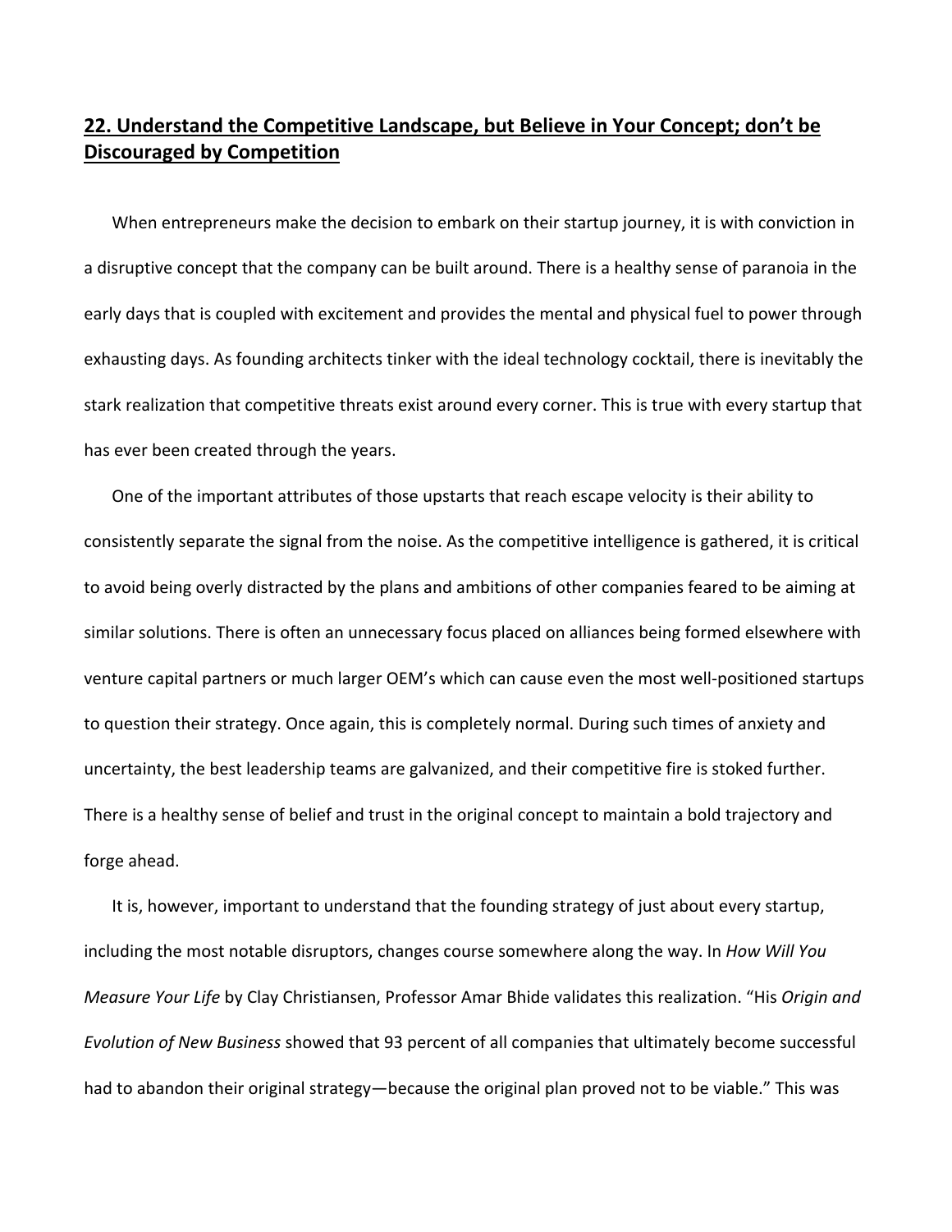## **22. Understand the Competitive Landscape, but Believe in Your Concept; don't be Discouraged by Competition**

When entrepreneurs make the decision to embark on their startup journey, it is with conviction in a disruptive concept that the company can be built around. There is a healthy sense of paranoia in the early days that is coupled with excitement and provides the mental and physical fuel to power through exhausting days. As founding architects tinker with the ideal technology cocktail, there is inevitably the stark realization that competitive threats exist around every corner. This is true with every startup that has ever been created through the years.

One of the important attributes of those upstarts that reach escape velocity is their ability to consistently separate the signal from the noise. As the competitive intelligence is gathered, it is critical to avoid being overly distracted by the plans and ambitions of other companies feared to be aiming at similar solutions. There is often an unnecessary focus placed on alliances being formed elsewhere with venture capital partners or much larger OEM's which can cause even the most well-positioned startups to question their strategy. Once again, this is completely normal. During such times of anxiety and uncertainty, the best leadership teams are galvanized, and their competitive fire is stoked further. There is a healthy sense of belief and trust in the original concept to maintain a bold trajectory and forge ahead.

It is, however, important to understand that the founding strategy of just about every startup, including the most notable disruptors, changes course somewhere along the way. In *How Will You Measure Your Life* by Clay Christiansen, Professor Amar Bhide validates this realization. "His *Origin and Evolution of New Business* showed that 93 percent of all companies that ultimately become successful had to abandon their original strategy—because the original plan proved not to be viable." This was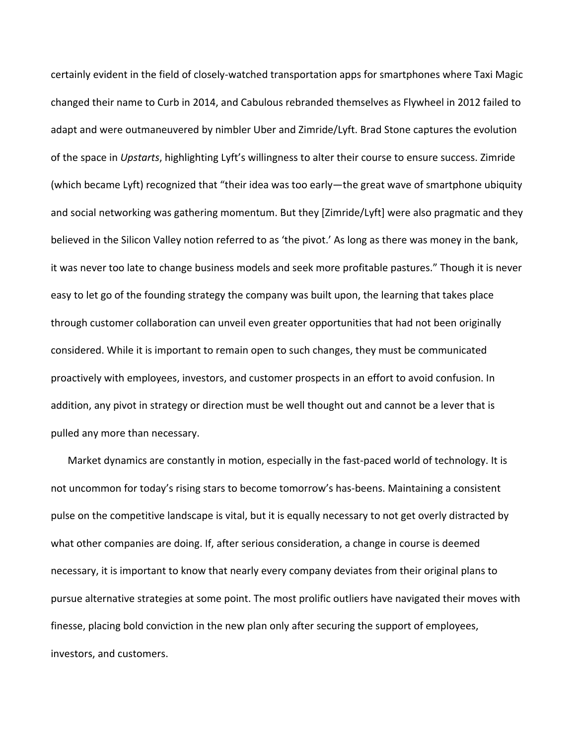certainly evident in the field of closely-watched transportation apps for smartphones where Taxi Magic changed their name to Curb in 2014, and Cabulous rebranded themselves as Flywheel in 2012 failed to adapt and were outmaneuvered by nimbler Uber and Zimride/Lyft. Brad Stone captures the evolution of the space in *Upstarts*, highlighting Lyft's willingness to alter their course to ensure success. Zimride (which became Lyft) recognized that "their idea was too early—the great wave of smartphone ubiquity and social networking was gathering momentum. But they [Zimride/Lyft] were also pragmatic and they believed in the Silicon Valley notion referred to as 'the pivot.' As long as there was money in the bank, it was never too late to change business models and seek more profitable pastures." Though it is never easy to let go of the founding strategy the company was built upon, the learning that takes place through customer collaboration can unveil even greater opportunities that had not been originally considered. While it is important to remain open to such changes, they must be communicated proactively with employees, investors, and customer prospects in an effort to avoid confusion. In addition, any pivot in strategy or direction must be well thought out and cannot be a lever that is pulled any more than necessary.

Market dynamics are constantly in motion, especially in the fast-paced world of technology. It is not uncommon for today's rising stars to become tomorrow's has-beens. Maintaining a consistent pulse on the competitive landscape is vital, but it is equally necessary to not get overly distracted by what other companies are doing. If, after serious consideration, a change in course is deemed necessary, it is important to know that nearly every company deviates from their original plans to pursue alternative strategies at some point. The most prolific outliers have navigated their moves with finesse, placing bold conviction in the new plan only after securing the support of employees, investors, and customers.